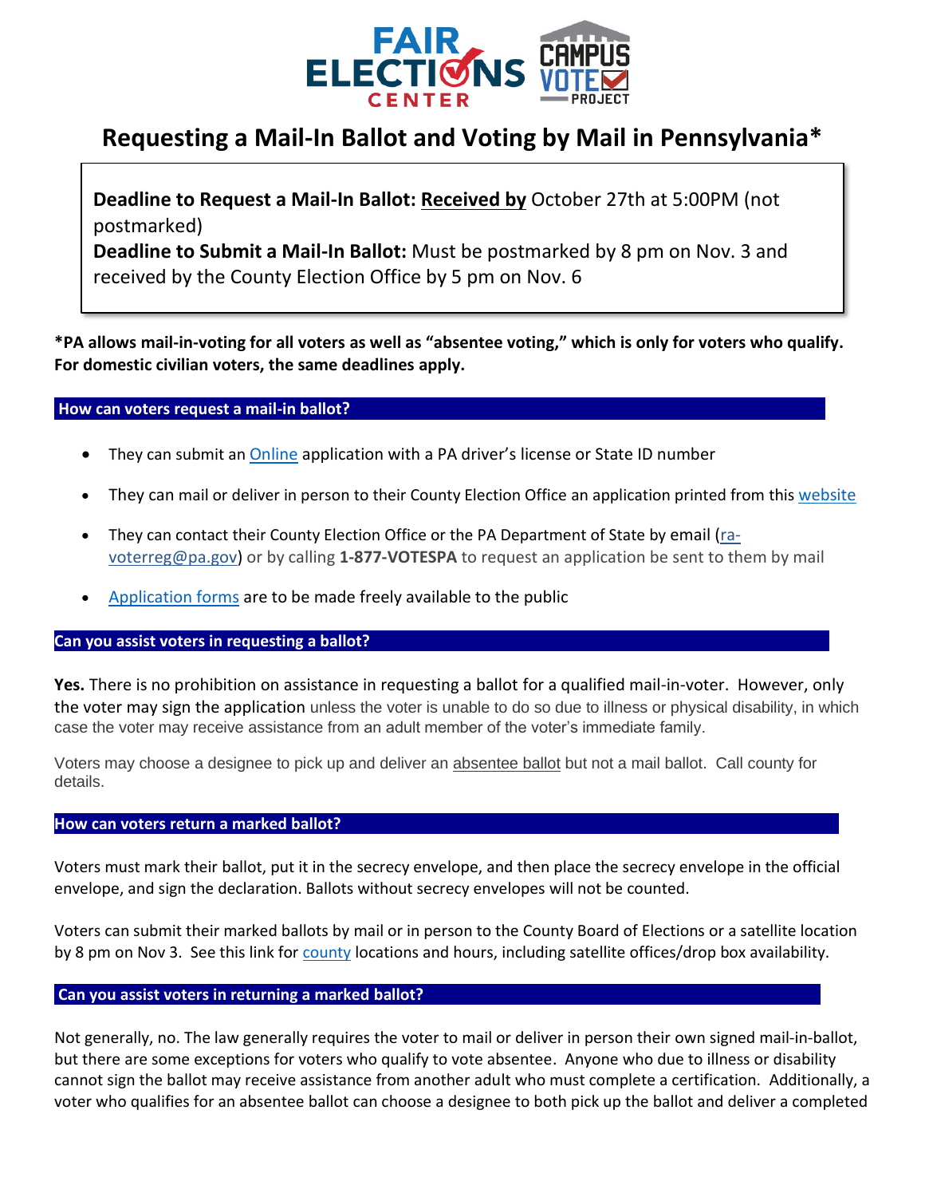# Requesting a Mail-In Ballot and Voting by Mail in Pennsylvania*

**Deadline to Request a Mail-In Ballot:** **Received by** October 27th at 5:00PM (not postmarked)

**Deadline to Submit a Mail-In Ballot:** Must be postmarked by 8 pm on Nov. 3 and received by the County Election Office by 5 pm on Nov. 6

***PA allows mail-in-voting for all voters as well as "absentee voting," which is only for voters who qualify. For domestic civilian voters, the same deadlines apply.**

## How can voters request a mail-in ballot?

- They can submit an Online application with a PA driver's license or State ID number
- They can mail or deliver in person to their County Election Office an application printed from this website
- They can contact their County Election Office or the PA Department of State by email (ra-voterreg@pa.gov) or by calling **1-877-VOTESPA** to request an application be sent to them by mail
- Application forms are to be made freely available to the public

## Can you assist voters in requesting a ballot?

**Yes.** There is no prohibition on assistance in requesting a ballot for a qualified mail-in-voter. However, only the voter may sign the application unless the voter is unable to do so due to illness or physical disability, in which case the voter may receive assistance from an adult member of the voter's immediate family.

Voters may choose a designee to pick up and deliver an absentee ballot but not a mail ballot. Call county for details.

## How can voters return a marked ballot?

Voters must mark their ballot, put it in the secrecy envelope, and then place the secrecy envelope in the official envelope, and sign the declaration. Ballots without secrecy envelopes will not be counted.

Voters can submit their marked ballots by mail or in person to the County Board of Elections or a satellite location by 8 pm on Nov 3. See this link for county locations and hours, including satellite offices/drop box availability.

## Can you assist voters in returning a marked ballot?

Not generally, no. The law generally requires the voter to mail or deliver in person their own signed mail-in-ballot, but there are some exceptions for voters who qualify to vote absentee. Anyone who due to illness or disability cannot sign the ballot may receive assistance from another adult who must complete a certification. Additionally, a voter who qualifies for an absentee ballot can choose a designee to both pick up the ballot and deliver a completed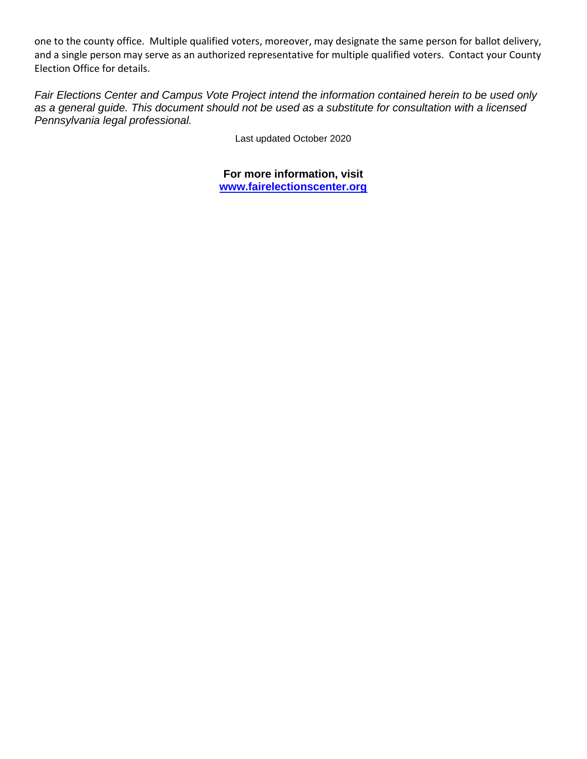one to the county office. Multiple qualified voters, moreover, may designate the same person for ballot delivery, and a single person may serve as an authorized representative for multiple qualified voters. Contact your County Election Office for details.

*Fair Elections Center and Campus Vote Project intend the information contained herein to be used only as a general guide. This document should not be used as a substitute for consultation with a licensed Pennsylvania legal professional.*

Last updated October 2020

**For more information, visit**
**[www.fairelectionscenter.org](www.fairelectionscenter.org)**